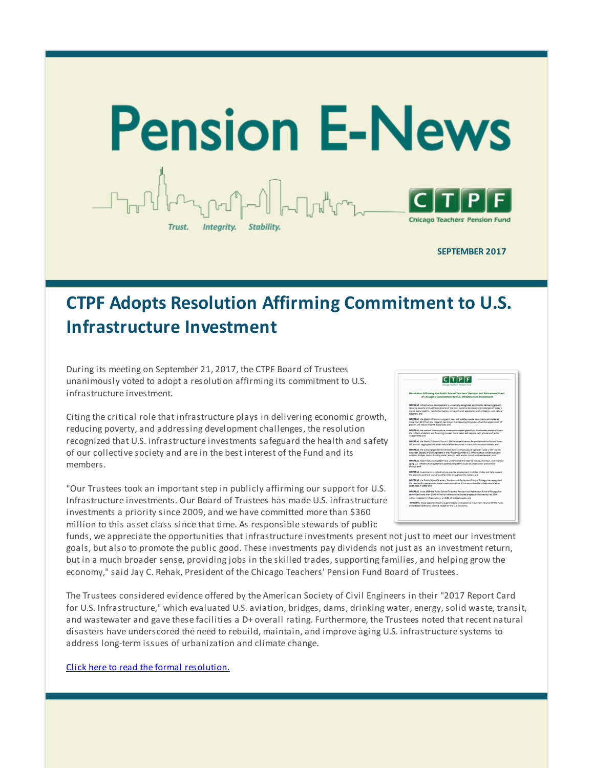# Pension E-News

Trust. Integrity. Stability.

CTPF Chicago Teachers' Pension Fund

**SEPTEMBER 2017**

## CTPF Adopts Resolution Affirming Commitment to U.S. Infrastructure Investment

During its meeting on September 21, 2017, the CTPF Board of Trustees unanimously voted to adopt a resolution affirming its commitment to U.S. infrastructure investment.

Citing the critical role that infrastructure plays in delivering economic growth, reducing poverty, and addressing development challenges, the resolution recognized that U.S. infrastructure investments safeguard the health and safety of our collective society and are in the best interest of the Fund and its members.

"Our Trustees took an important step in publicly affirming our support for U.S. Infrastructure investments. Our Board of Trustees has made U.S. infrastructure investments a priority since 2009, and we have committed more than $360 million to this asset class since that time. As responsible stewards of public funds, we appreciate the opportunities that infrastructure investments present not just to meet our investment goals, but also to promote the public good. These investments pay dividends not just as an investment return, but in a much broader sense, providing jobs in the skilled trades, supporting families, and helping grow the economy," said Jay C. Rehak, President of the Chicago Teachers' Pension Fund Board of Trustees.

The Trustees considered evidence offered by the American Society of Civil Engineers in their "2017 Report Card for U.S. Infrastructure," which evaluated U.S. aviation, bridges, dams, drinking water, energy, solid waste, transit, and wastewater and gave these facilities a D+ overall rating. Furthermore, the Trustees noted that recent natural disasters have underscored the need to rebuild, maintain, and improve aging U.S. infrastructure systems to address long-term issues of urbanization and climate change.

[Click here to read the formal resolution.]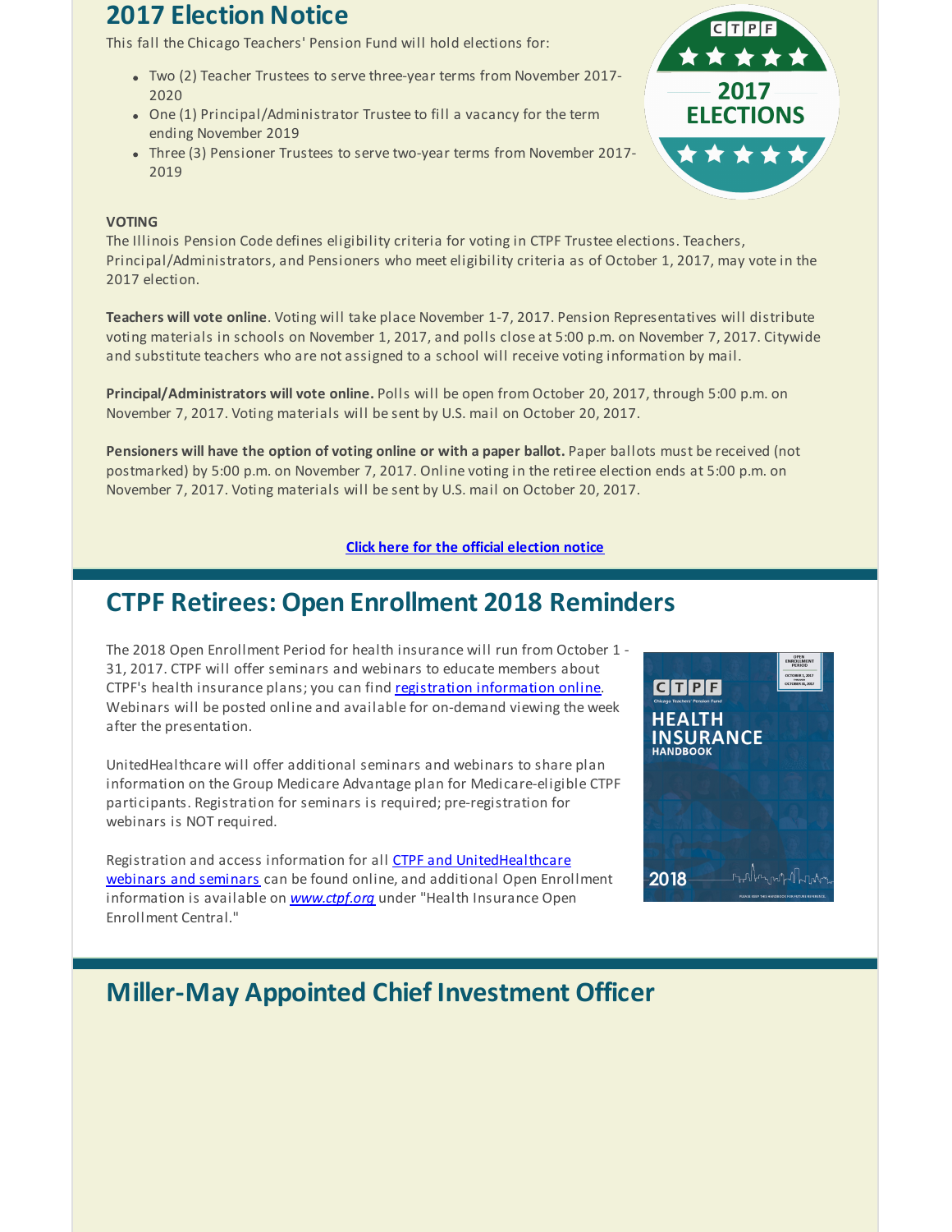## 2017 Election Notice

This fall the Chicago Teachers' Pension Fund will hold elections for:

- Two (2) Teacher Trustees to serve three-year terms from November 2017-2020
- One (1) Principal/Administrator Trustee to fill a vacancy for the term ending November 2019
- Three (3) Pensioner Trustees to serve two-year terms from November 2017-2019

**VOTING**

The Illinois Pension Code defines eligibility criteria for voting in CTPF Trustee elections. Teachers, Principal/Administrators, and Pensioners who meet eligibility criteria as of October 1, 2017, may vote in the 2017 election.

**Teachers will vote online**. Voting will take place November 1-7, 2017. Pension Representatives will distribute voting materials in schools on November 1, 2017, and polls close at 5:00 p.m. on November 7, 2017. Citywide and substitute teachers who are not assigned to a school will receive voting information by mail.

**Principal/Administrators will vote online.** Polls will be open from October 20, 2017, through 5:00 p.m. on November 7, 2017. Voting materials will be sent by U.S. mail on October 20, 2017.

**Pensioners will have the option of voting online or with a paper ballot.** Paper ballots must be received (not postmarked) by 5:00 p.m. on November 7, 2017. Online voting in the retiree election ends at 5:00 p.m. on November 7, 2017. Voting materials will be sent by U.S. mail on October 20, 2017.

**Click here for the official election notice**

## CTPF Retirees: Open Enrollment 2018 Reminders

The 2018 Open Enrollment Period for health insurance will run from October 1 - 31, 2017. CTPF will offer seminars and webinars to educate members about CTPF's health insurance plans; you can find registration information online. Webinars will be posted online and available for on-demand viewing the week after the presentation.

UnitedHealthcare will offer additional seminars and webinars to share plan information on the Group Medicare Advantage plan for Medicare-eligible CTPF participants. Registration for seminars is required; pre-registration for webinars is NOT required.

Registration and access information for all CTPF and UnitedHealthcare webinars and seminars can be found online, and additional Open Enrollment information is available on *www.ctpf.org* under "Health Insurance Open Enrollment Central."

## Miller-May Appointed Chief Investment Officer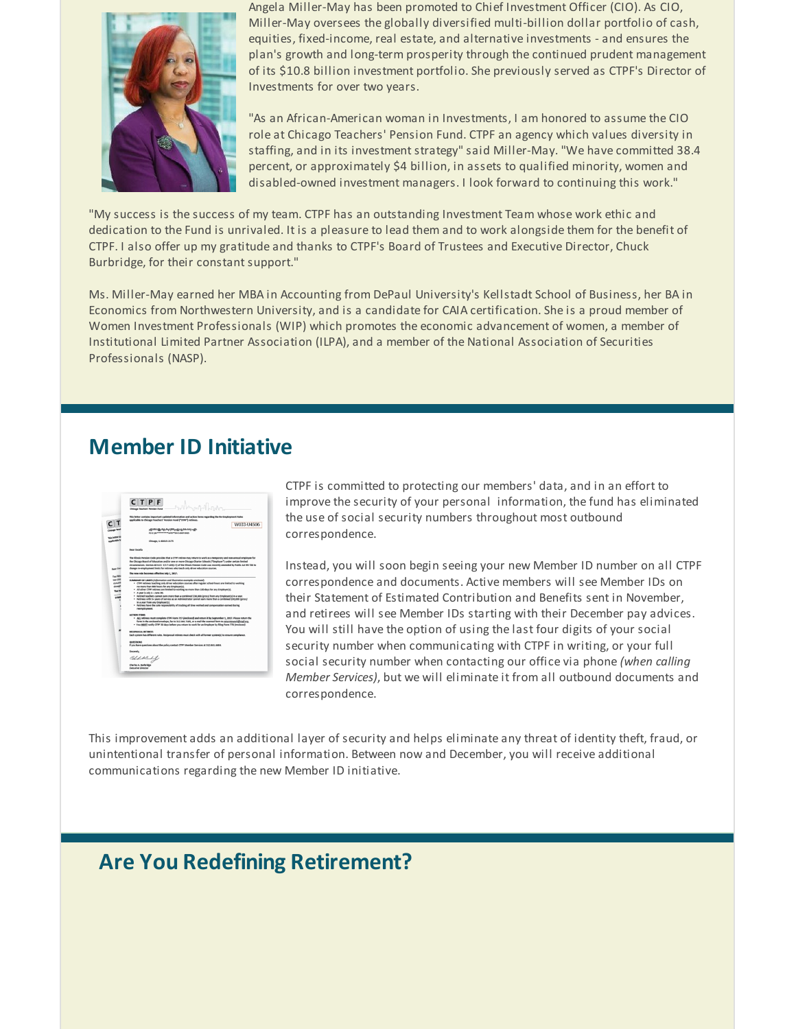Angela Miller-May has been promoted to Chief Investment Officer (CIO). As CIO, Miller-May oversees the globally diversified multi-billion dollar portfolio of cash, equities, fixed-income, real estate, and alternative investments - and ensures the plan's growth and long-term prosperity through the continued prudent management of its $10.8 billion investment portfolio. She previously served as CTPF's Director of Investments for over two years.

"As an African-American woman in Investments, I am honored to assume the CIO role at Chicago Teachers' Pension Fund. CTPF an agency which values diversity in staffing, and in its investment strategy" said Miller-May. "We have committed 38.4 percent, or approximately $4 billion, in assets to qualified minority, women and disabled-owned investment managers. I look forward to continuing this work."

"My success is the success of my team. CTPF has an outstanding Investment Team whose work ethic and dedication to the Fund is unrivaled. It is a pleasure to lead them and to work alongside them for the benefit of CTPF. I also offer up my gratitude and thanks to CTPF's Board of Trustees and Executive Director, Chuck Burbridge, for their constant support."

Ms. Miller-May earned her MBA in Accounting from DePaul University's Kellstadt School of Business, her BA in Economics from Northwestern University, and is a candidate for CAIA certification. She is a proud member of Women Investment Professionals (WIP) which promotes the economic advancement of women, a member of Institutional Limited Partner Association (ILPA), and a member of the National Association of Securities Professionals (NASP).

## Member ID Initiative

CTPF is committed to protecting our members' data, and in an effort to improve the security of your personal information, the fund has eliminated the use of social security numbers throughout most outbound correspondence.

Instead, you will soon begin seeing your new Member ID number on all CTPF correspondence and documents. Active members will see Member IDs on their Statement of Estimated Contribution and Benefits sent in November, and retirees will see Member IDs starting with their December pay advices. You will still have the option of using the last four digits of your social security number when communicating with CTPF in writing, or your full social security number when contacting our office via phone *(when calling Member Services)*, but we will eliminate it from all outbound documents and correspondence.

This improvement adds an additional layer of security and helps eliminate any threat of identity theft, fraud, or unintentional transfer of personal information. Between now and December, you will receive additional communications regarding the new Member ID initiative.

## Are You Redefining Retirement?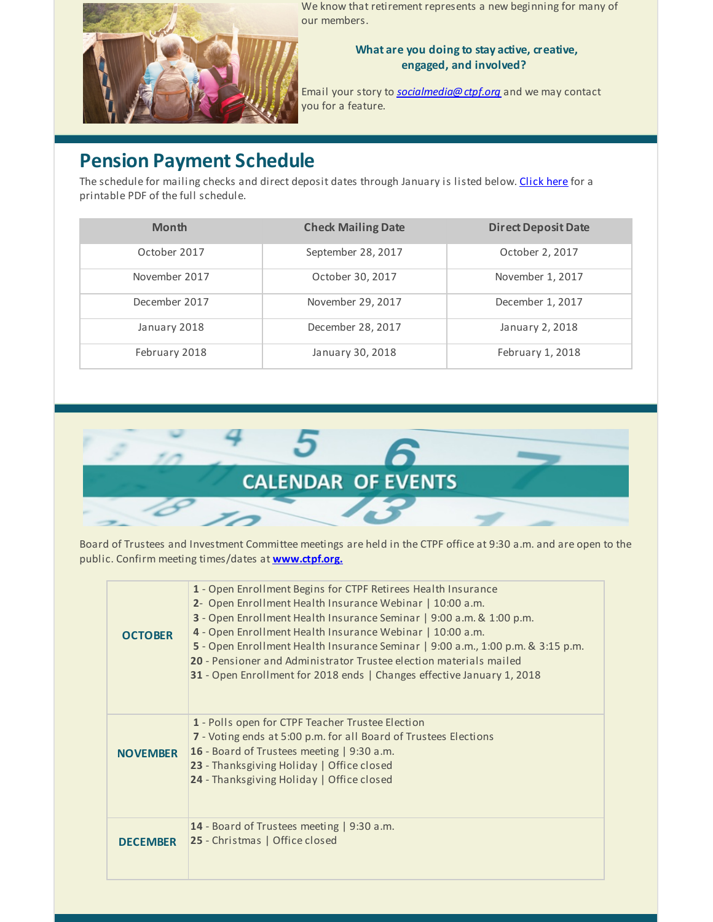We know that retirement represents a new beginning for many of our members.

**What are you doing to stay active, creative, engaged, and involved?**

Email your story to *socialmedia@ctpf.org* and we may contact you for a feature.

## Pension Payment Schedule

The schedule for mailing checks and direct deposit dates through January is listed below. Click here for a printable PDF of the full schedule.

| Month | Check Mailing Date | Direct Deposit Date |
|---|---|---|
| October 2017 | September 28, 2017 | October 2, 2017 |
| November 2017 | October 30, 2017 | November 1, 2017 |
| December 2017 | November 29, 2017 | December 1, 2017 |
| January 2018 | December 28, 2017 | January 2, 2018 |
| February 2018 | January 30, 2018 | February 1, 2018 |

## CALENDAR OF EVENTS

Board of Trustees and Investment Committee meetings are held in the CTPF office at 9:30 a.m. and are open to the public. Confirm meeting times/dates at **www.ctpf.org.**

| | |
|---|---|
| **OCTOBER** | **1** - Open Enrollment Begins for CTPF Retirees Health Insurance<br>**2**- Open Enrollment Health Insurance Webinar \| 10:00 a.m.<br>**3** - Open Enrollment Health Insurance Seminar \| 9:00 a.m. & 1:00 p.m.<br>**4** - Open Enrollment Health Insurance Webinar \| 10:00 a.m.<br>**5** - Open Enrollment Health Insurance Seminar \| 9:00 a.m., 1:00 p.m. & 3:15 p.m.<br>**20** - Pensioner and Administrator Trustee election materials mailed<br>**31** - Open Enrollment for 2018 ends \| Changes effective January 1, 2018 |
| **NOVEMBER** | **1** - Polls open for CTPF Teacher Trustee Election<br>**7** - Voting ends at 5:00 p.m. for all Board of Trustees Elections<br>**16** - Board of Trustees meeting \| 9:30 a.m.<br>**23** - Thanksgiving Holiday \| Office closed<br>**24** - Thanksgiving Holiday \| Office closed |
| **DECEMBER** | **14** - Board of Trustees meeting \| 9:30 a.m.<br>**25** - Christmas \| Office closed |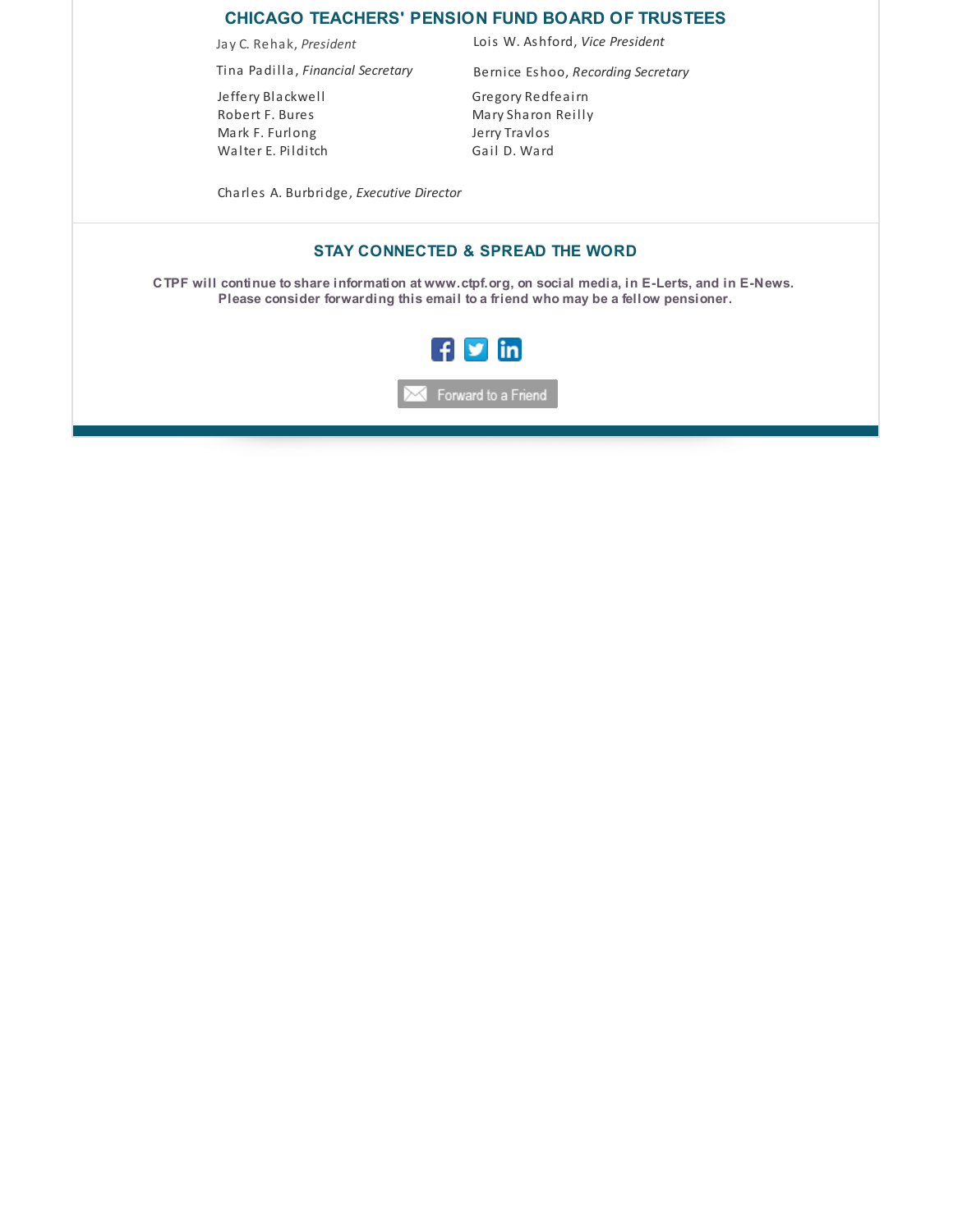## CHICAGO TEACHERS' PENSION FUND BOARD OF TRUSTEES

Jay C. Rehak, *President*

Lois W. Ashford, *Vice President*

Tina Padilla, *Financial Secretary*

Bernice Eshoo, *Recording Secretary*

Jeffery Blackwell
Robert F. Bures
Mark F. Furlong
Walter E. Pilditch

Gregory Redfeairn
Mary Sharon Reilly
Jerry Travlos
Gail D. Ward

Charles A. Burbridge, *Executive Director*

## STAY CONNECTED & SPREAD THE WORD

**CTPF will continue to share information at www.ctpf.org, on social media, in E-Lerts, and in E-News. Please consider forwarding this email to a friend who may be a fellow pensioner.**

Forward to a Friend